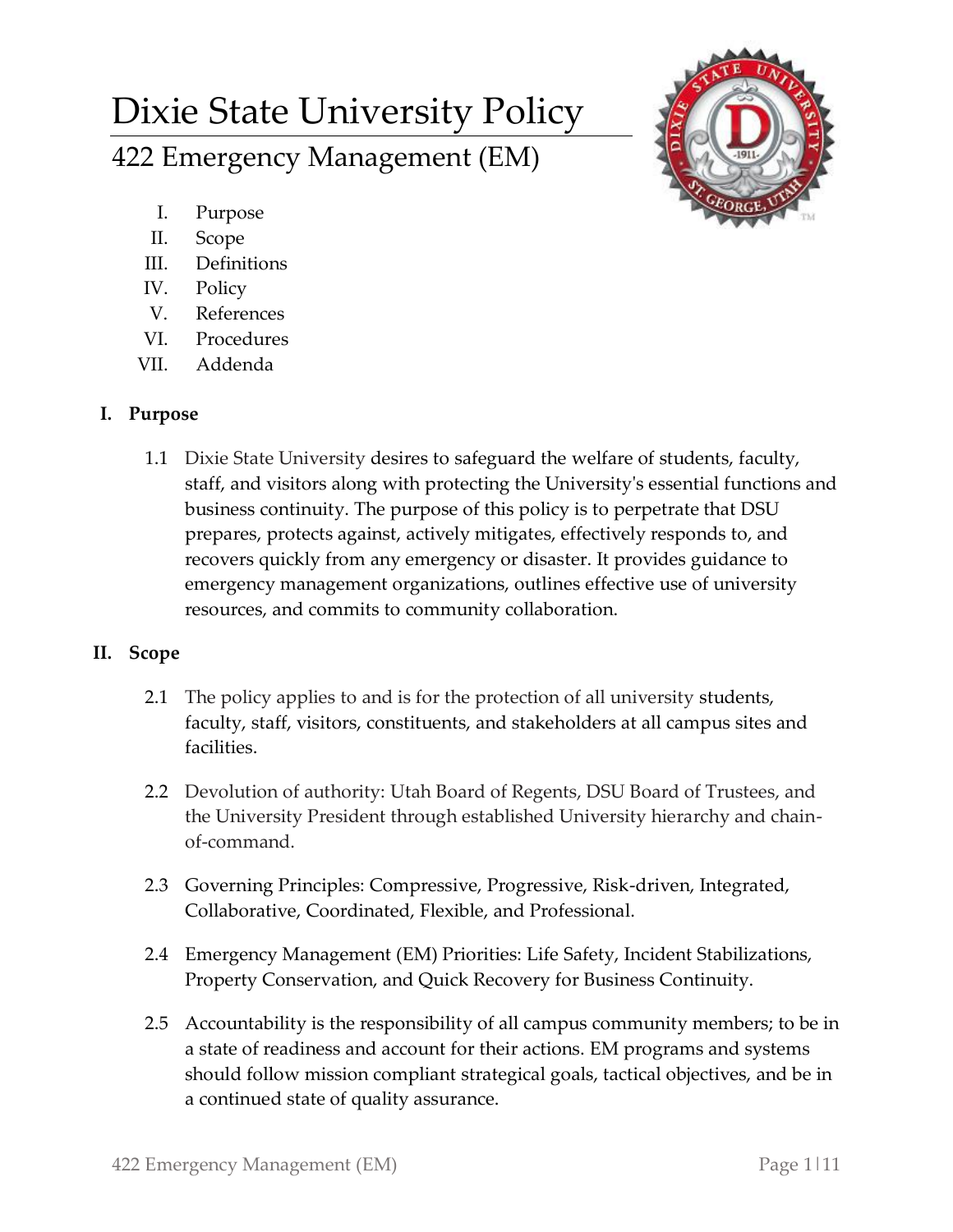# Dixie State University Policy

## 422 Emergency Management (EM)

I. Purpose
II. Scope
III. Definitions
IV. Policy
V. References
VI. Procedures
VII. Addenda

### I. Purpose

1.1 Dixie State University desires to safeguard the welfare of students, faculty, staff, and visitors along with protecting the University's essential functions and business continuity. The purpose of this policy is to perpetrate that DSU prepares, protects against, actively mitigates, effectively responds to, and recovers quickly from any emergency or disaster. It provides guidance to emergency management organizations, outlines effective use of university resources, and commits to community collaboration.

### II. Scope

2.1 The policy applies to and is for the protection of all university students, faculty, staff, visitors, constituents, and stakeholders at all campus sites and facilities.

2.2 Devolution of authority: Utah Board of Regents, DSU Board of Trustees, and the University President through established University hierarchy and chain-of-command.

2.3 Governing Principles: Compressive, Progressive, Risk-driven, Integrated, Collaborative, Coordinated, Flexible, and Professional.

2.4 Emergency Management (EM) Priorities: Life Safety, Incident Stabilizations, Property Conservation, and Quick Recovery for Business Continuity.

2.5 Accountability is the responsibility of all campus community members; to be in a state of readiness and account for their actions. EM programs and systems should follow mission compliant strategical goals, tactical objectives, and be in a continued state of quality assurance.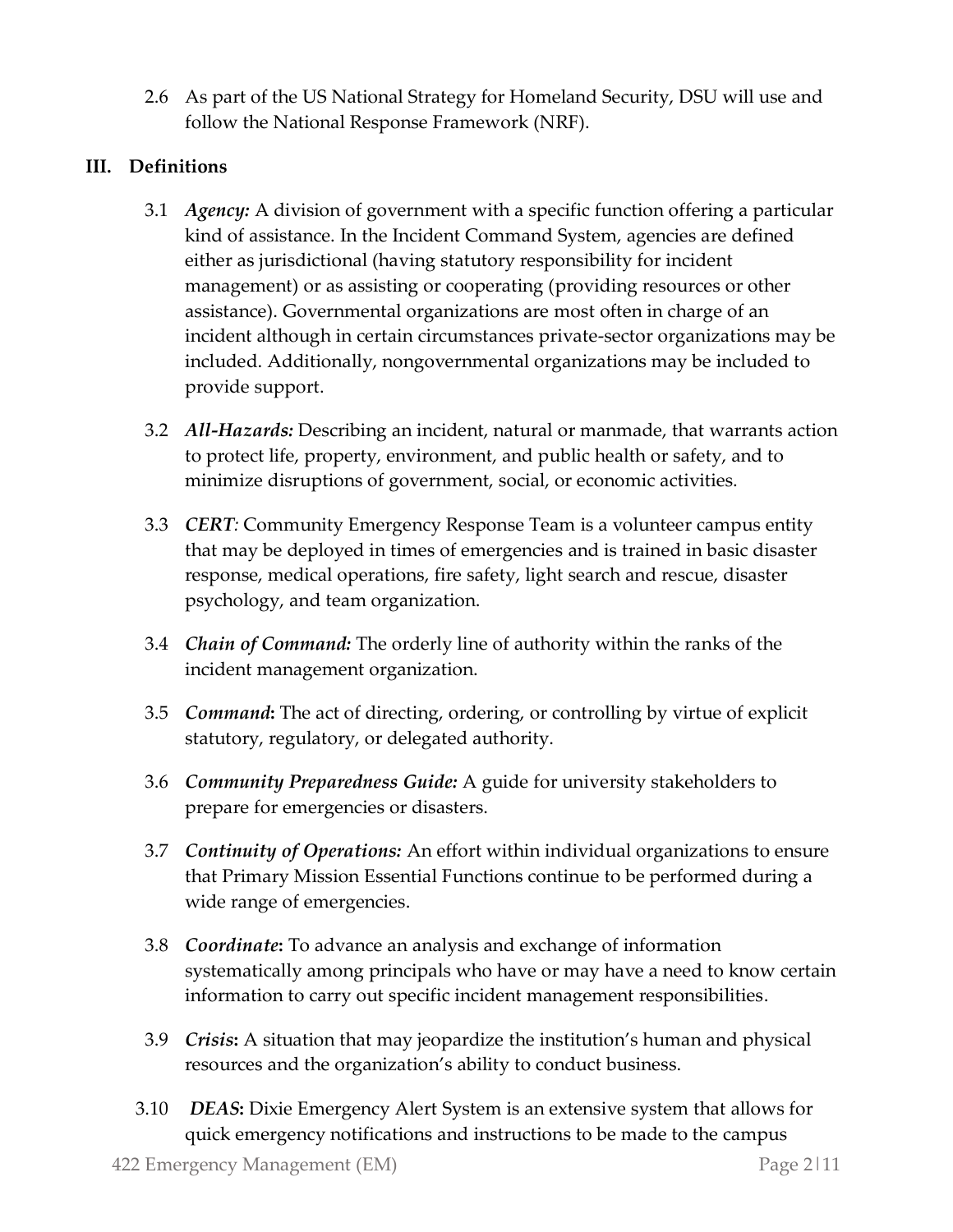2.6 As part of the US National Strategy for Homeland Security, DSU will use and follow the National Response Framework (NRF).

## III. Definitions

3.1 ***Agency:*** A division of government with a specific function offering a particular kind of assistance. In the Incident Command System, agencies are defined either as jurisdictional (having statutory responsibility for incident management) or as assisting or cooperating (providing resources or other assistance). Governmental organizations are most often in charge of an incident although in certain circumstances private-sector organizations may be included. Additionally, nongovernmental organizations may be included to provide support.

3.2 ***All-Hazards:*** Describing an incident, natural or manmade, that warrants action to protect life, property, environment, and public health or safety, and to minimize disruptions of government, social, or economic activities.

3.3 ***CERT**:* Community Emergency Response Team is a volunteer campus entity that may be deployed in times of emergencies and is trained in basic disaster response, medical operations, fire safety, light search and rescue, disaster psychology, and team organization.

3.4 ***Chain of Command:*** The orderly line of authority within the ranks of the incident management organization.

3.5 ***Command*:** The act of directing, ordering, or controlling by virtue of explicit statutory, regulatory, or delegated authority.

3.6 ***Community Preparedness Guide:*** A guide for university stakeholders to prepare for emergencies or disasters.

3.7 ***Continuity of Operations:*** An effort within individual organizations to ensure that Primary Mission Essential Functions continue to be performed during a wide range of emergencies.

3.8 ***Coordinate*:** To advance an analysis and exchange of information systematically among principals who have or may have a need to know certain information to carry out specific incident management responsibilities.

3.9 ***Crisis*:** A situation that may jeopardize the institution's human and physical resources and the organization's ability to conduct business.

3.10 ***DEAS*:** Dixie Emergency Alert System is an extensive system that allows for quick emergency notifications and instructions to be made to the campus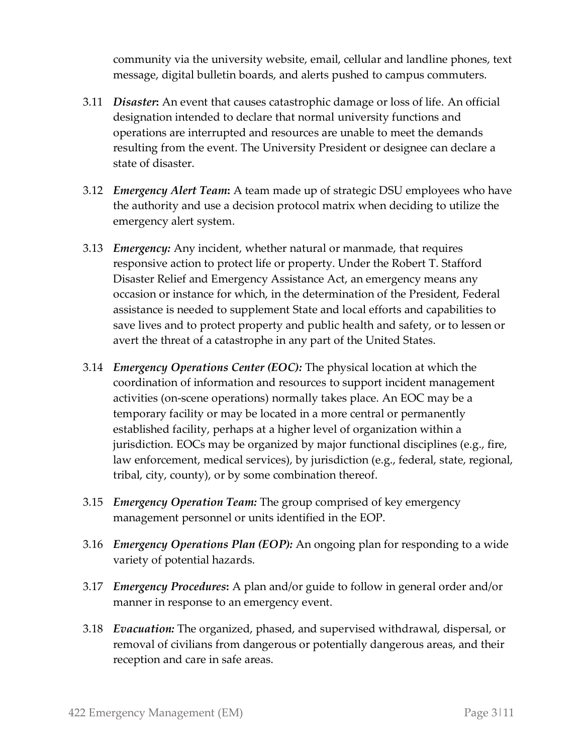community via the university website, email, cellular and landline phones, text message, digital bulletin boards, and alerts pushed to campus commuters.

3.11 ***Disaster*:** An event that causes catastrophic damage or loss of life. An official designation intended to declare that normal university functions and operations are interrupted and resources are unable to meet the demands resulting from the event. The University President or designee can declare a state of disaster.

3.12 ***Emergency Alert Team*:** A team made up of strategic DSU employees who have the authority and use a decision protocol matrix when deciding to utilize the emergency alert system.

3.13 ***Emergency:*** Any incident, whether natural or manmade, that requires responsive action to protect life or property. Under the Robert T. Stafford Disaster Relief and Emergency Assistance Act, an emergency means any occasion or instance for which, in the determination of the President, Federal assistance is needed to supplement State and local efforts and capabilities to save lives and to protect property and public health and safety, or to lessen or avert the threat of a catastrophe in any part of the United States.

3.14 ***Emergency Operations Center (EOC):*** The physical location at which the coordination of information and resources to support incident management activities (on-scene operations) normally takes place. An EOC may be a temporary facility or may be located in a more central or permanently established facility, perhaps at a higher level of organization within a jurisdiction. EOCs may be organized by major functional disciplines (e.g., fire, law enforcement, medical services), by jurisdiction (e.g., federal, state, regional, tribal, city, county), or by some combination thereof.

3.15 ***Emergency Operation Team:*** The group comprised of key emergency management personnel or units identified in the EOP.

3.16 ***Emergency Operations Plan (EOP):*** An ongoing plan for responding to a wide variety of potential hazards.

3.17 ***Emergency Procedures*:** A plan and/or guide to follow in general order and/or manner in response to an emergency event.

3.18 ***Evacuation:*** The organized, phased, and supervised withdrawal, dispersal, or removal of civilians from dangerous or potentially dangerous areas, and their reception and care in safe areas.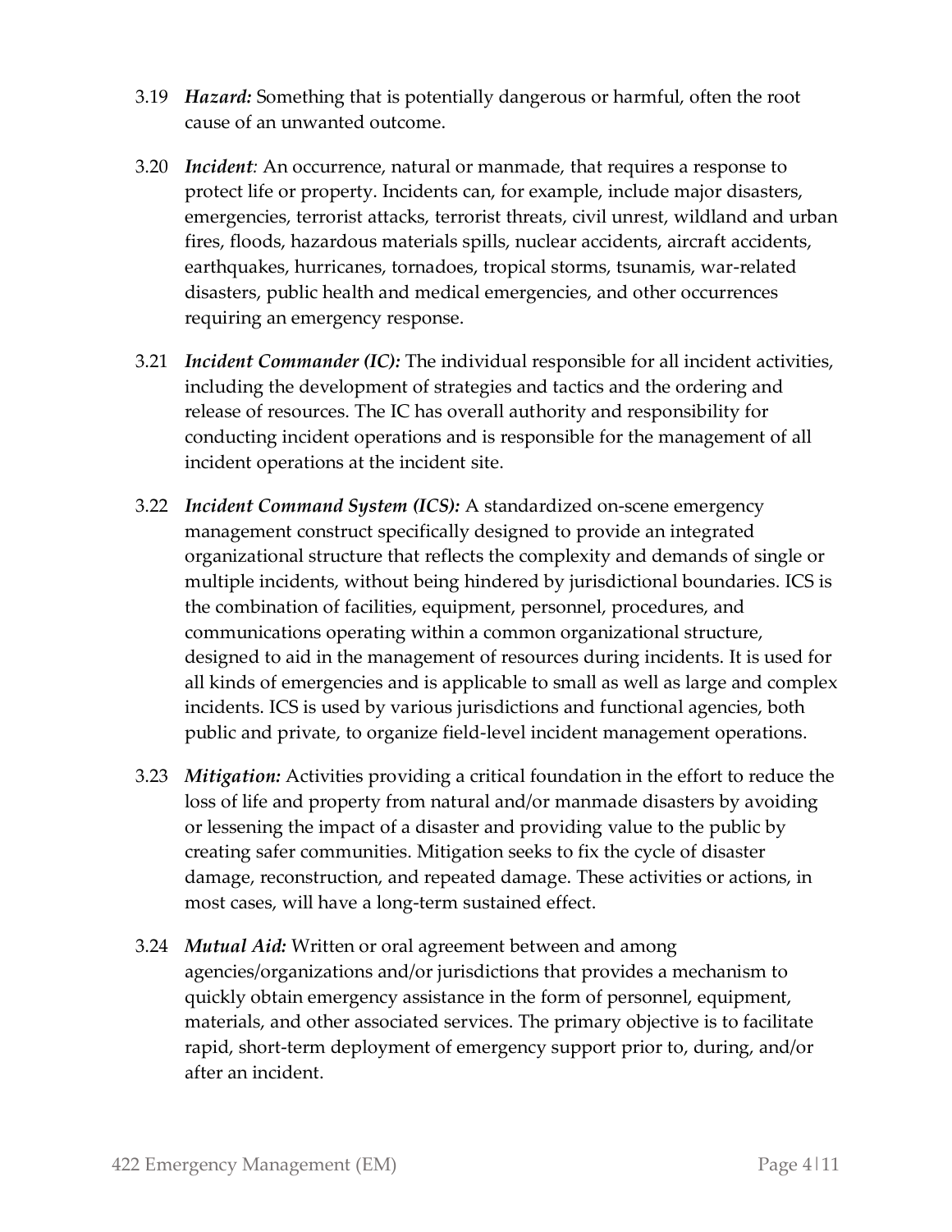3.19 ***Hazard:*** Something that is potentially dangerous or harmful, often the root cause of an unwanted outcome.

3.20 ***Incident:*** An occurrence, natural or manmade, that requires a response to protect life or property. Incidents can, for example, include major disasters, emergencies, terrorist attacks, terrorist threats, civil unrest, wildland and urban fires, floods, hazardous materials spills, nuclear accidents, aircraft accidents, earthquakes, hurricanes, tornadoes, tropical storms, tsunamis, war-related disasters, public health and medical emergencies, and other occurrences requiring an emergency response.

3.21 ***Incident Commander (IC):*** The individual responsible for all incident activities, including the development of strategies and tactics and the ordering and release of resources. The IC has overall authority and responsibility for conducting incident operations and is responsible for the management of all incident operations at the incident site.

3.22 ***Incident Command System (ICS):*** A standardized on-scene emergency management construct specifically designed to provide an integrated organizational structure that reflects the complexity and demands of single or multiple incidents, without being hindered by jurisdictional boundaries. ICS is the combination of facilities, equipment, personnel, procedures, and communications operating within a common organizational structure, designed to aid in the management of resources during incidents. It is used for all kinds of emergencies and is applicable to small as well as large and complex incidents. ICS is used by various jurisdictions and functional agencies, both public and private, to organize field-level incident management operations.

3.23 ***Mitigation:*** Activities providing a critical foundation in the effort to reduce the loss of life and property from natural and/or manmade disasters by avoiding or lessening the impact of a disaster and providing value to the public by creating safer communities. Mitigation seeks to fix the cycle of disaster damage, reconstruction, and repeated damage. These activities or actions, in most cases, will have a long-term sustained effect.

3.24 ***Mutual Aid:*** Written or oral agreement between and among agencies/organizations and/or jurisdictions that provides a mechanism to quickly obtain emergency assistance in the form of personnel, equipment, materials, and other associated services. The primary objective is to facilitate rapid, short-term deployment of emergency support prior to, during, and/or after an incident.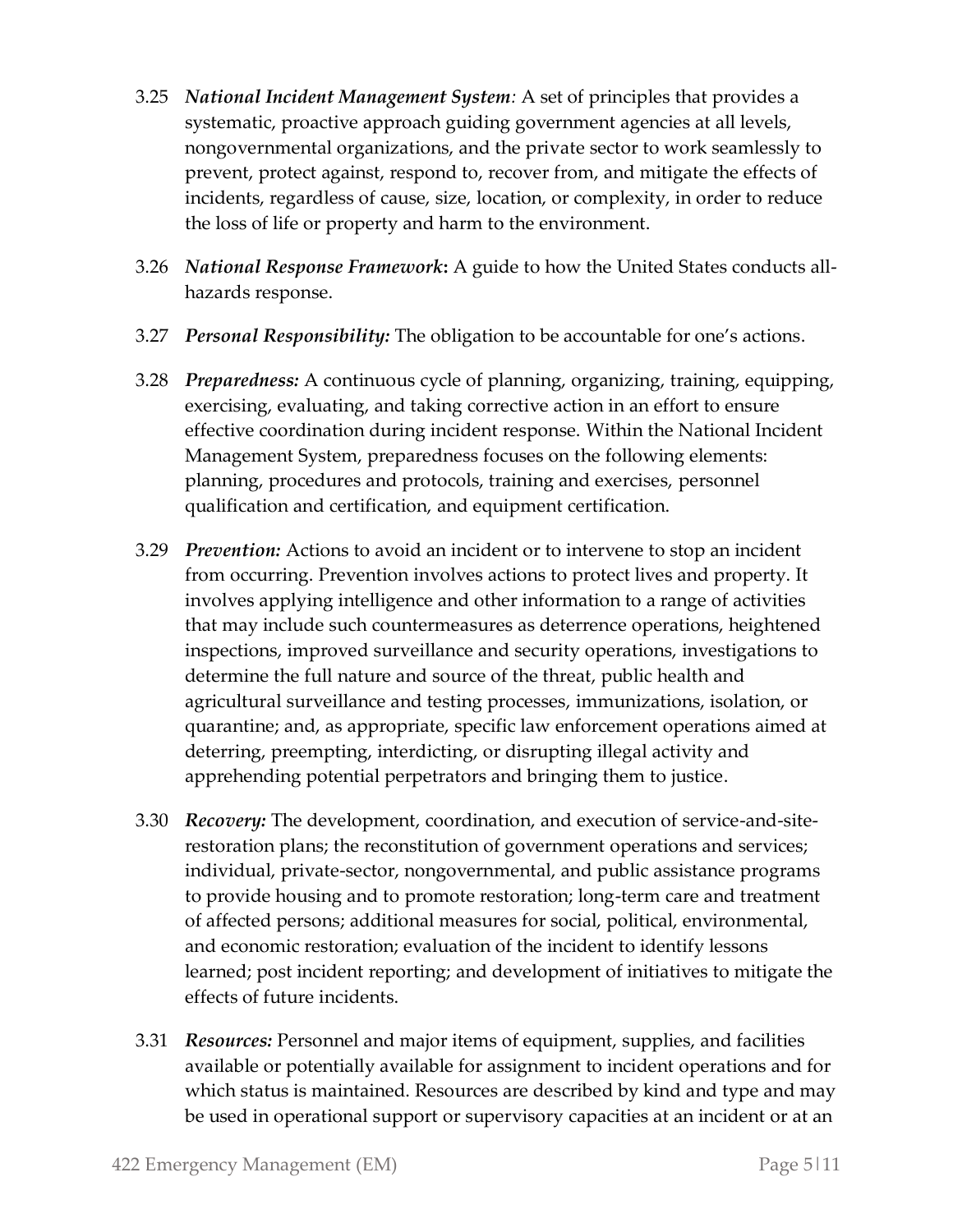3.25 ***National Incident Management System**:* A set of principles that provides a systematic, proactive approach guiding government agencies at all levels, nongovernmental organizations, and the private sector to work seamlessly to prevent, protect against, respond to, recover from, and mitigate the effects of incidents, regardless of cause, size, location, or complexity, in order to reduce the loss of life or property and harm to the environment.

3.26 ***National Response Framework*:** A guide to how the United States conducts all-hazards response.

3.27 ***Personal Responsibility:*** The obligation to be accountable for one's actions.

3.28 ***Preparedness:*** A continuous cycle of planning, organizing, training, equipping, exercising, evaluating, and taking corrective action in an effort to ensure effective coordination during incident response. Within the National Incident Management System, preparedness focuses on the following elements: planning, procedures and protocols, training and exercises, personnel qualification and certification, and equipment certification.

3.29 ***Prevention:*** Actions to avoid an incident or to intervene to stop an incident from occurring. Prevention involves actions to protect lives and property. It involves applying intelligence and other information to a range of activities that may include such countermeasures as deterrence operations, heightened inspections, improved surveillance and security operations, investigations to determine the full nature and source of the threat, public health and agricultural surveillance and testing processes, immunizations, isolation, or quarantine; and, as appropriate, specific law enforcement operations aimed at deterring, preempting, interdicting, or disrupting illegal activity and apprehending potential perpetrators and bringing them to justice.

3.30 ***Recovery:*** The development, coordination, and execution of service-and-site-restoration plans; the reconstitution of government operations and services; individual, private-sector, nongovernmental, and public assistance programs to provide housing and to promote restoration; long-term care and treatment of affected persons; additional measures for social, political, environmental, and economic restoration; evaluation of the incident to identify lessons learned; post incident reporting; and development of initiatives to mitigate the effects of future incidents.

3.31 ***Resources:*** Personnel and major items of equipment, supplies, and facilities available or potentially available for assignment to incident operations and for which status is maintained. Resources are described by kind and type and may be used in operational support or supervisory capacities at an incident or at an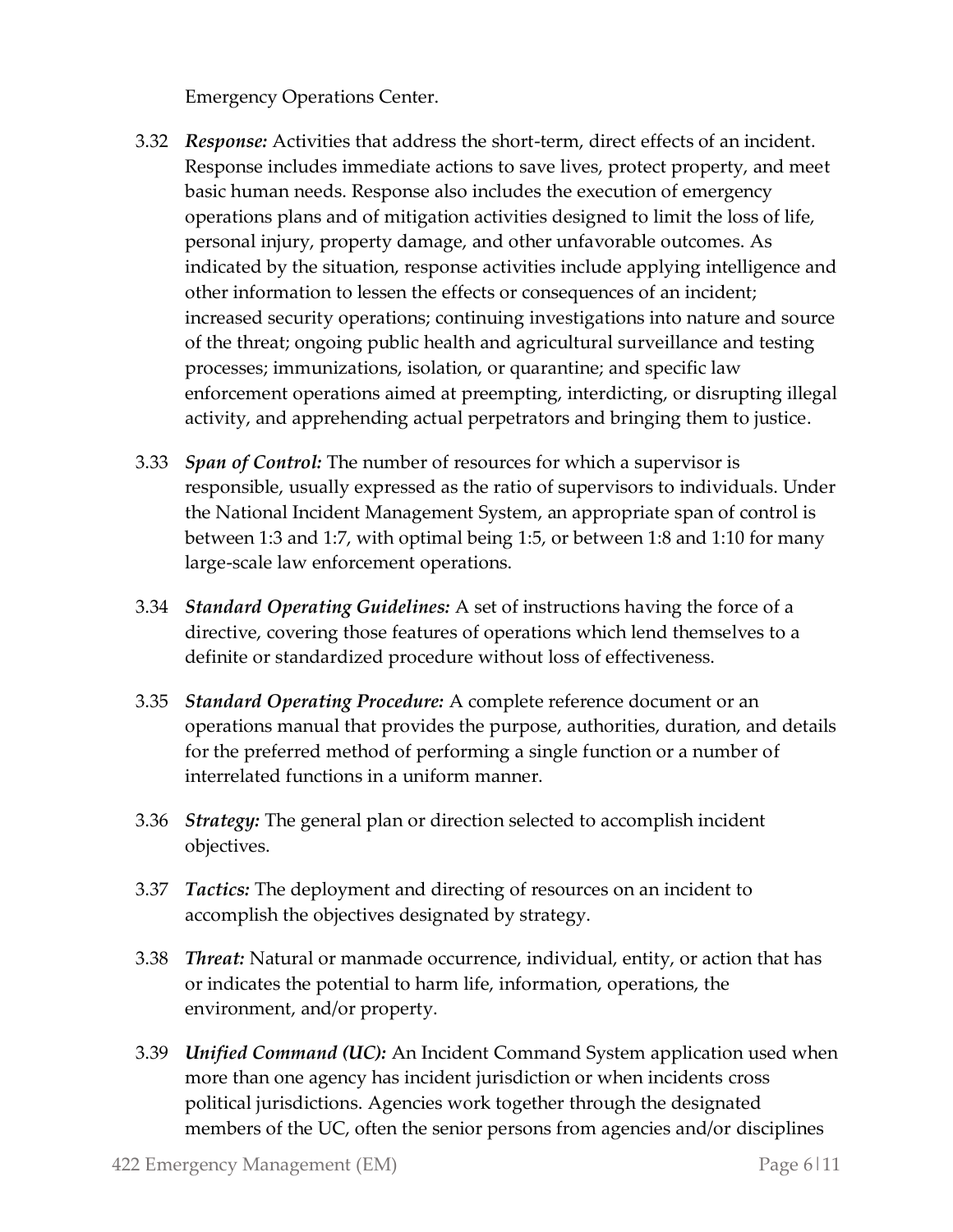Emergency Operations Center.

3.32 ***Response:*** Activities that address the short-term, direct effects of an incident. Response includes immediate actions to save lives, protect property, and meet basic human needs. Response also includes the execution of emergency operations plans and of mitigation activities designed to limit the loss of life, personal injury, property damage, and other unfavorable outcomes. As indicated by the situation, response activities include applying intelligence and other information to lessen the effects or consequences of an incident; increased security operations; continuing investigations into nature and source of the threat; ongoing public health and agricultural surveillance and testing processes; immunizations, isolation, or quarantine; and specific law enforcement operations aimed at preempting, interdicting, or disrupting illegal activity, and apprehending actual perpetrators and bringing them to justice.

3.33 ***Span of Control:*** The number of resources for which a supervisor is responsible, usually expressed as the ratio of supervisors to individuals. Under the National Incident Management System, an appropriate span of control is between 1:3 and 1:7, with optimal being 1:5, or between 1:8 and 1:10 for many large-scale law enforcement operations.

3.34 ***Standard Operating Guidelines:*** A set of instructions having the force of a directive, covering those features of operations which lend themselves to a definite or standardized procedure without loss of effectiveness.

3.35 ***Standard Operating Procedure:*** A complete reference document or an operations manual that provides the purpose, authorities, duration, and details for the preferred method of performing a single function or a number of interrelated functions in a uniform manner.

3.36 ***Strategy:*** The general plan or direction selected to accomplish incident objectives.

3.37 ***Tactics:*** The deployment and directing of resources on an incident to accomplish the objectives designated by strategy.

3.38 ***Threat:*** Natural or manmade occurrence, individual, entity, or action that has or indicates the potential to harm life, information, operations, the environment, and/or property.

3.39 ***Unified Command (UC):*** An Incident Command System application used when more than one agency has incident jurisdiction or when incidents cross political jurisdictions. Agencies work together through the designated members of the UC, often the senior persons from agencies and/or disciplines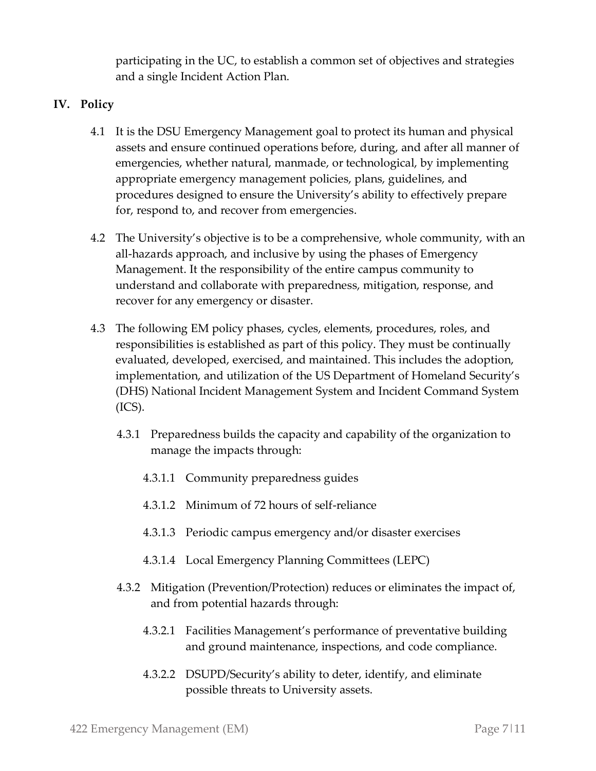participating in the UC, to establish a common set of objectives and strategies and a single Incident Action Plan.

## IV. Policy

4.1 It is the DSU Emergency Management goal to protect its human and physical assets and ensure continued operations before, during, and after all manner of emergencies, whether natural, manmade, or technological, by implementing appropriate emergency management policies, plans, guidelines, and procedures designed to ensure the University's ability to effectively prepare for, respond to, and recover from emergencies.

4.2 The University's objective is to be a comprehensive, whole community, with an all-hazards approach, and inclusive by using the phases of Emergency Management. It the responsibility of the entire campus community to understand and collaborate with preparedness, mitigation, response, and recover for any emergency or disaster.

4.3 The following EM policy phases, cycles, elements, procedures, roles, and responsibilities is established as part of this policy. They must be continually evaluated, developed, exercised, and maintained. This includes the adoption, implementation, and utilization of the US Department of Homeland Security's (DHS) National Incident Management System and Incident Command System (ICS).

- 4.3.1 Preparedness builds the capacity and capability of the organization to manage the impacts through:
  - 4.3.1.1 Community preparedness guides
  - 4.3.1.2 Minimum of 72 hours of self-reliance
  - 4.3.1.3 Periodic campus emergency and/or disaster exercises
  - 4.3.1.4 Local Emergency Planning Committees (LEPC)
- 4.3.2 Mitigation (Prevention/Protection) reduces or eliminates the impact of, and from potential hazards through:
  - 4.3.2.1 Facilities Management's performance of preventative building and ground maintenance, inspections, and code compliance.
  - 4.3.2.2 DSUPD/Security's ability to deter, identify, and eliminate possible threats to University assets.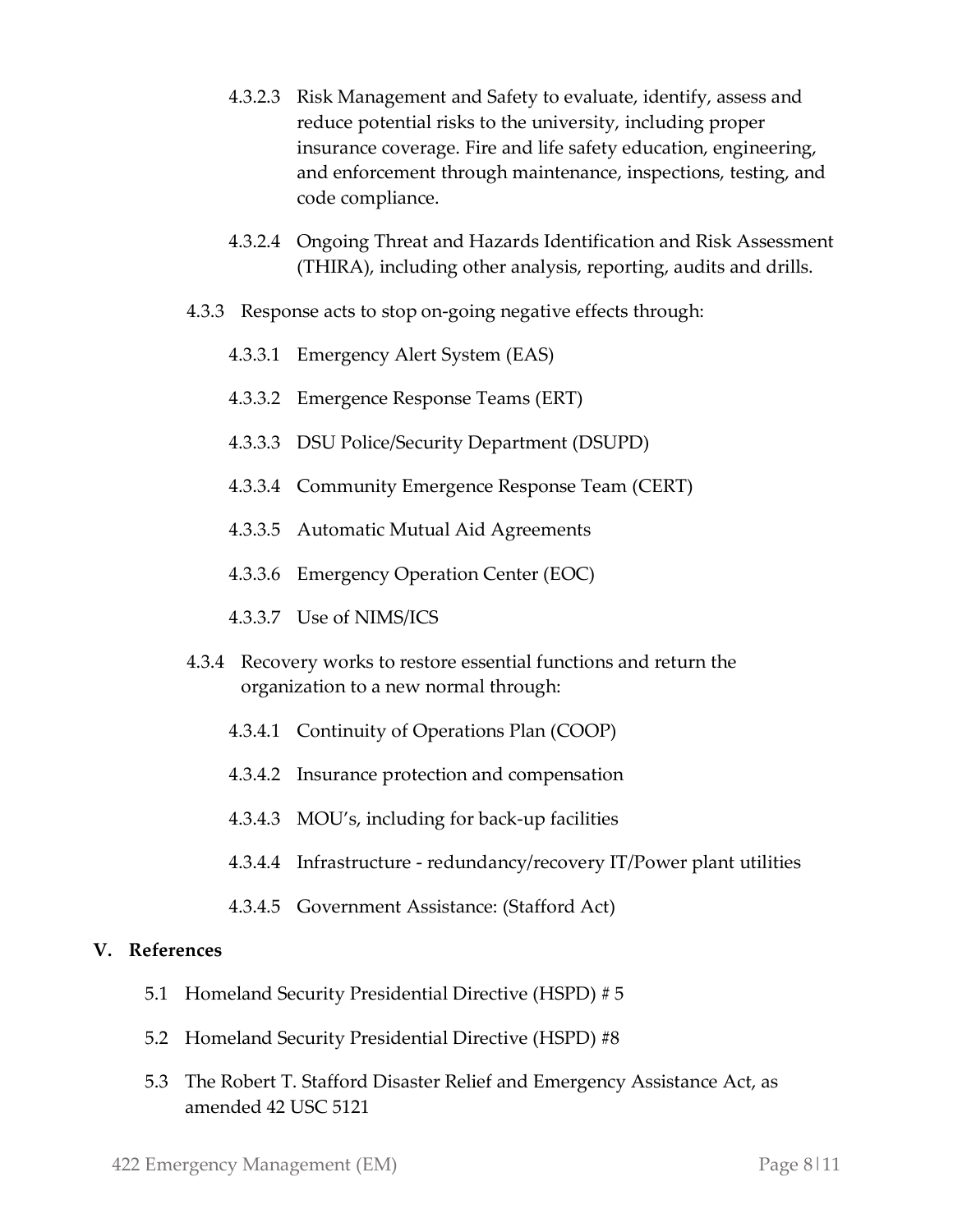4.3.2.3 Risk Management and Safety to evaluate, identify, assess and reduce potential risks to the university, including proper insurance coverage. Fire and life safety education, engineering, and enforcement through maintenance, inspections, testing, and code compliance.

4.3.2.4 Ongoing Threat and Hazards Identification and Risk Assessment (THIRA), including other analysis, reporting, audits and drills.

4.3.3 Response acts to stop on-going negative effects through:

4.3.3.1 Emergency Alert System (EAS)

4.3.3.2 Emergence Response Teams (ERT)

4.3.3.3 DSU Police/Security Department (DSUPD)

4.3.3.4 Community Emergence Response Team (CERT)

4.3.3.5 Automatic Mutual Aid Agreements

4.3.3.6 Emergency Operation Center (EOC)

4.3.3.7 Use of NIMS/ICS

4.3.4 Recovery works to restore essential functions and return the organization to a new normal through:

4.3.4.1 Continuity of Operations Plan (COOP)

4.3.4.2 Insurance protection and compensation

4.3.4.3 MOU's, including for back-up facilities

4.3.4.4 Infrastructure - redundancy/recovery IT/Power plant utilities

4.3.4.5 Government Assistance: (Stafford Act)

## V. References

5.1 Homeland Security Presidential Directive (HSPD) # 5

5.2 Homeland Security Presidential Directive (HSPD) #8

5.3 The Robert T. Stafford Disaster Relief and Emergency Assistance Act, as amended 42 USC 5121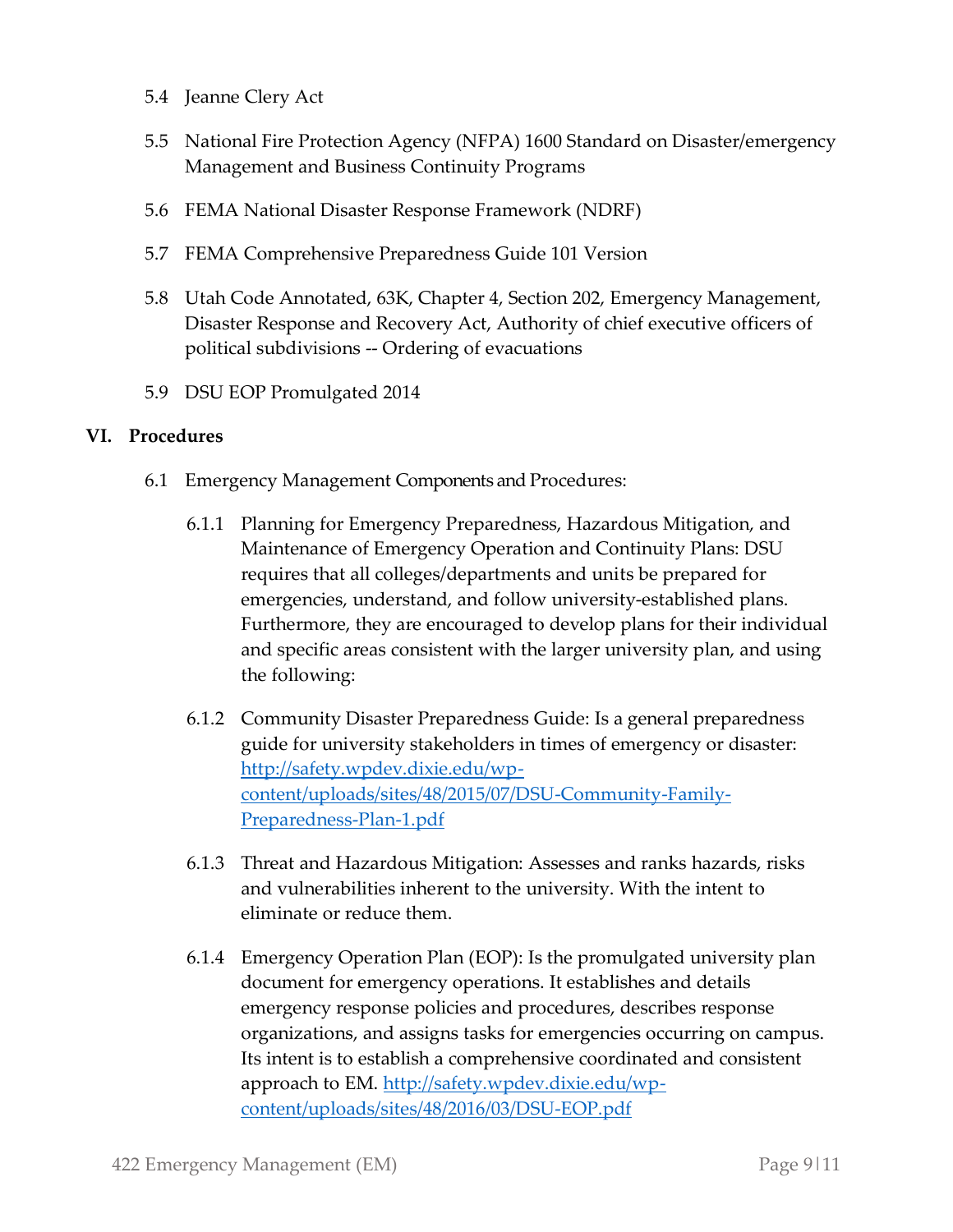5.4 Jeanne Clery Act

5.5 National Fire Protection Agency (NFPA) 1600 Standard on Disaster/emergency Management and Business Continuity Programs

5.6 FEMA National Disaster Response Framework (NDRF)

5.7 FEMA Comprehensive Preparedness Guide 101 Version

5.8 Utah Code Annotated, 63K, Chapter 4, Section 202, Emergency Management, Disaster Response and Recovery Act, Authority of chief executive officers of political subdivisions -- Ordering of evacuations

5.9 DSU EOP Promulgated 2014

## VI. Procedures

6.1 Emergency Management Components and Procedures:

6.1.1 Planning for Emergency Preparedness, Hazardous Mitigation, and Maintenance of Emergency Operation and Continuity Plans: DSU requires that all colleges/departments and units be prepared for emergencies, understand, and follow university-established plans. Furthermore, they are encouraged to develop plans for their individual and specific areas consistent with the larger university plan, and using the following:

6.1.2 Community Disaster Preparedness Guide: Is a general preparedness guide for university stakeholders in times of emergency or disaster: [http://safety.wpdev.dixie.edu/wp-content/uploads/sites/48/2015/07/DSU-Community-Family-Preparedness-Plan-1.pdf](http://safety.wpdev.dixie.edu/wp-content/uploads/sites/48/2015/07/DSU-Community-Family-Preparedness-Plan-1.pdf)

6.1.3 Threat and Hazardous Mitigation: Assesses and ranks hazards, risks and vulnerabilities inherent to the university. With the intent to eliminate or reduce them.

6.1.4 Emergency Operation Plan (EOP): Is the promulgated university plan document for emergency operations. It establishes and details emergency response policies and procedures, describes response organizations, and assigns tasks for emergencies occurring on campus. Its intent is to establish a comprehensive coordinated and consistent approach to EM. [http://safety.wpdev.dixie.edu/wp-content/uploads/sites/48/2016/03/DSU-EOP.pdf](http://safety.wpdev.dixie.edu/wp-content/uploads/sites/48/2016/03/DSU-EOP.pdf)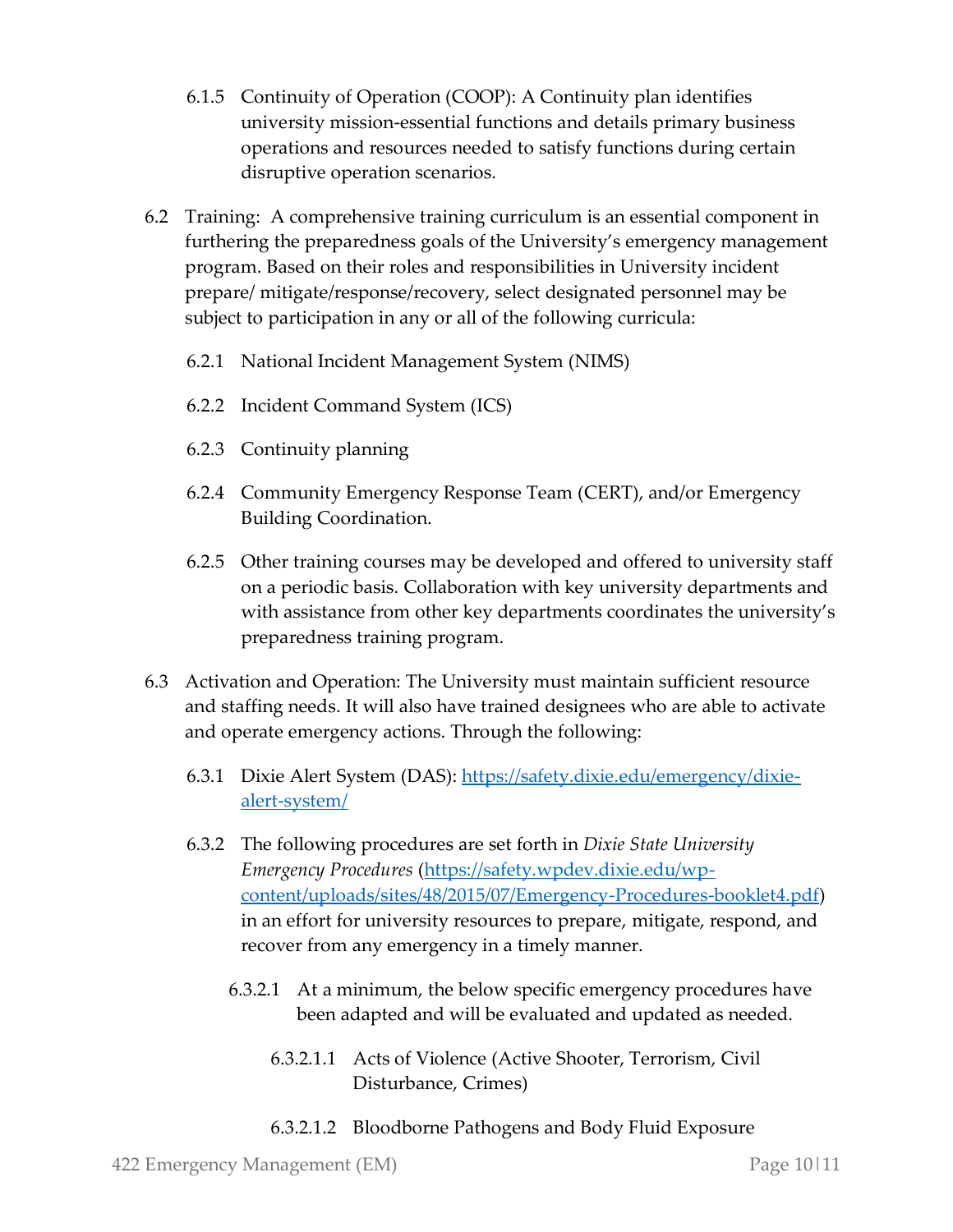6.1.5 Continuity of Operation (COOP): A Continuity plan identifies university mission-essential functions and details primary business operations and resources needed to satisfy functions during certain disruptive operation scenarios.

6.2 Training: A comprehensive training curriculum is an essential component in furthering the preparedness goals of the University's emergency management program. Based on their roles and responsibilities in University incident prepare/ mitigate/response/recovery, select designated personnel may be subject to participation in any or all of the following curricula:

6.2.1 National Incident Management System (NIMS)

6.2.2 Incident Command System (ICS)

6.2.3 Continuity planning

6.2.4 Community Emergency Response Team (CERT), and/or Emergency Building Coordination.

6.2.5 Other training courses may be developed and offered to university staff on a periodic basis. Collaboration with key university departments and with assistance from other key departments coordinates the university's preparedness training program.

6.3 Activation and Operation: The University must maintain sufficient resource and staffing needs. It will also have trained designees who are able to activate and operate emergency actions. Through the following:

6.3.1 Dixie Alert System (DAS): [https://safety.dixie.edu/emergency/dixie-alert-system/](https://safety.dixie.edu/emergency/dixie-alert-system/)

6.3.2 The following procedures are set forth in *Dixie State University Emergency Procedures* ([https://safety.wpdev.dixie.edu/wp-content/uploads/sites/48/2015/07/Emergency-Procedures-booklet4.pdf](https://safety.wpdev.dixie.edu/wp-content/uploads/sites/48/2015/07/Emergency-Procedures-booklet4.pdf)) in an effort for university resources to prepare, mitigate, respond, and recover from any emergency in a timely manner.

6.3.2.1 At a minimum, the below specific emergency procedures have been adapted and will be evaluated and updated as needed.

6.3.2.1.1 Acts of Violence (Active Shooter, Terrorism, Civil Disturbance, Crimes)

6.3.2.1.2 Bloodborne Pathogens and Body Fluid Exposure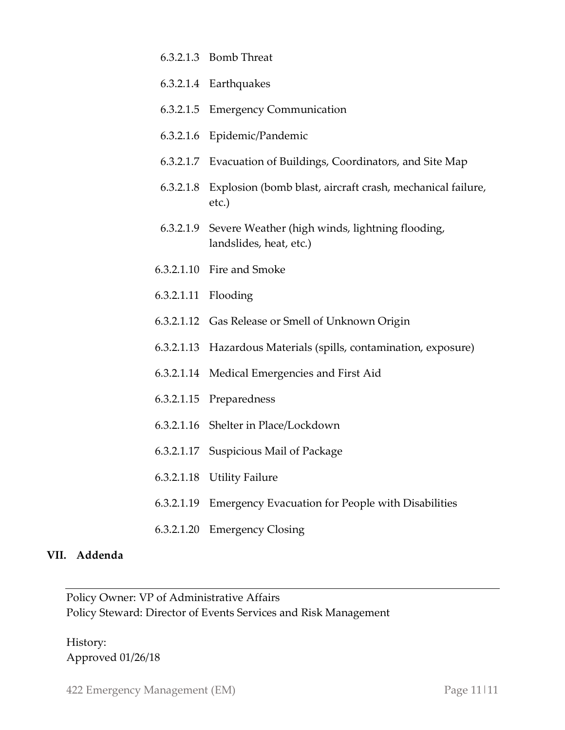6.3.2.1.3 Bomb Threat

6.3.2.1.4 Earthquakes

6.3.2.1.5 Emergency Communication

6.3.2.1.6 Epidemic/Pandemic

6.3.2.1.7 Evacuation of Buildings, Coordinators, and Site Map

6.3.2.1.8 Explosion (bomb blast, aircraft crash, mechanical failure, etc.)

6.3.2.1.9 Severe Weather (high winds, lightning flooding, landslides, heat, etc.)

6.3.2.1.10 Fire and Smoke

6.3.2.1.11 Flooding

6.3.2.1.12 Gas Release or Smell of Unknown Origin

6.3.2.1.13 Hazardous Materials (spills, contamination, exposure)

6.3.2.1.14 Medical Emergencies and First Aid

6.3.2.1.15 Preparedness

6.3.2.1.16 Shelter in Place/Lockdown

6.3.2.1.17 Suspicious Mail of Package

6.3.2.1.18 Utility Failure

6.3.2.1.19 Emergency Evacuation for People with Disabilities

6.3.2.1.20 Emergency Closing

## VII. Addenda

---

Policy Owner: VP of Administrative Affairs
Policy Steward: Director of Events Services and Risk Management

History:
Approved 01/26/18